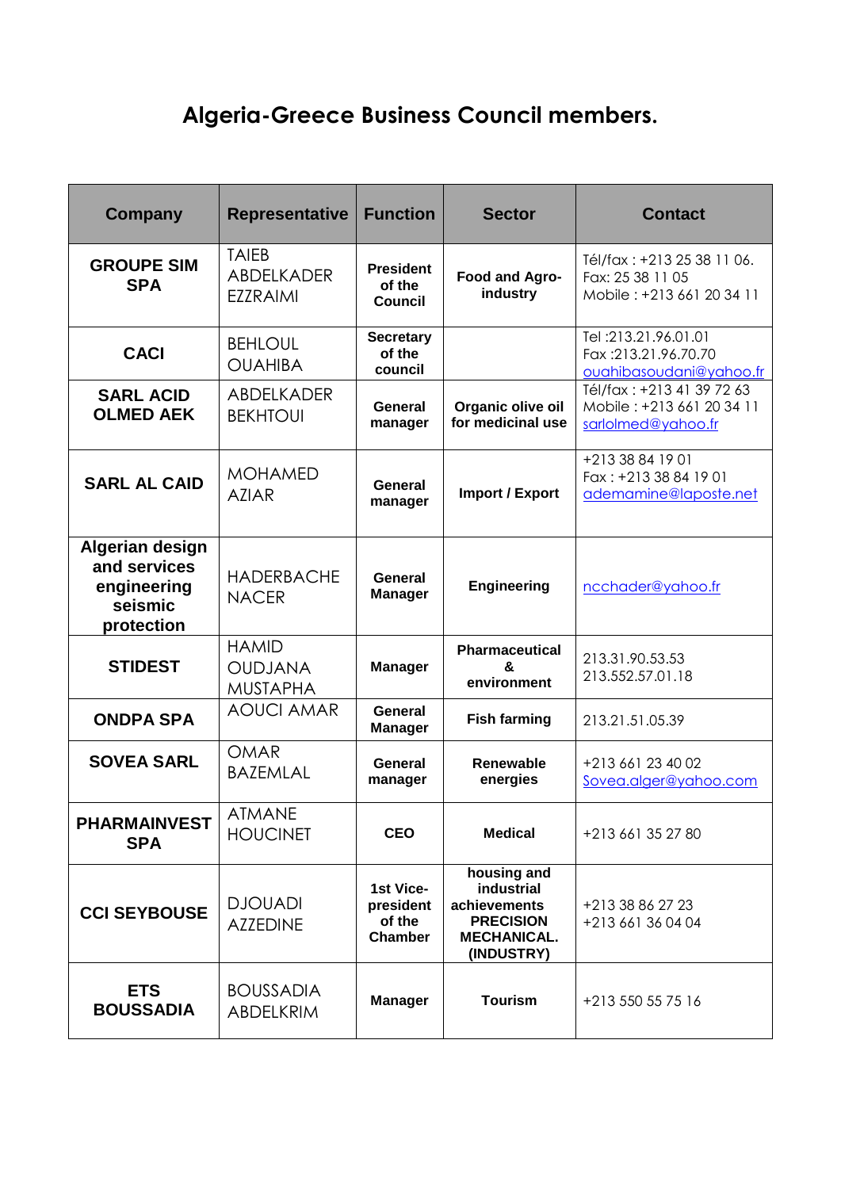# Algeria-Greece Business Council members.

| Company | Representative | Function | Sector | Contact |
|---|---|---|---|---|
| **GROUPE SIM SPA** | TAIEB ABDELKADER EZZRAIMI | **President of the Council** | **Food and Agro-industry** | Tél/fax : +213 25 38 11 06.<br>Fax: 25 38 11 05<br>Mobile : +213 661 20 34 11 |
| **CACI** | BEHLOUL OUAHIBA | **Secretary of the council** | | Tel :213.21.96.01.01<br>Fax :213.21.96.70.70<br>ouahibasoudani@yahoo.fr |
| **SARL ACID OLMED AEK** | ABDELKADER BEKHTOUI | **General manager** | **Organic olive oil for medicinal use** | Tél/fax : +213 41 39 72 63<br>Mobile : +213 661 20 34 11<br>sarlolmed@yahoo.fr |
| **SARL AL CAID** | MOHAMED AZIAR | **General manager** | **Import / Export** | +213 38 84 19 01<br>Fax : +213 38 84 19 01<br>ademamine@laposte.net |
| **Algerian design and services engineering seismic protection** | HADERBACHE NACER | **General Manager** | **Engineering** | ncchader@yahoo.fr |
| **STIDEST** | HAMID OUDJANA MUSTAPHA | **Manager** | **Pharmaceutical & environment** | 213.31.90.53.53<br>213.552.57.01.18 |
| **ONDPA SPA** | AOUCI AMAR | **General Manager** | **Fish farming** | 213.21.51.05.39 |
| **SOVEA SARL** | OMAR BAZEMLAL | **General manager** | **Renewable energies** | +213 661 23 40 02<br>Sovea.alger@yahoo.com |
| **PHARMAINVEST SPA** | ATMANE HOUCINET | **CEO** | **Medical** | +213 661 35 27 80 |
| **CCI SEYBOUSE** | DJOUADI AZZEDINE | **1st Vice-president of the Chamber** | **housing and industrial achievements PRECISION MECHANICAL. (INDUSTRY)** | +213 38 86 27 23<br>+213 661 36 04 04 |
| **ETS BOUSSADIA** | BOUSSADIA ABDELKRIM | **Manager** | **Tourism** | +213 550 55 75 16 |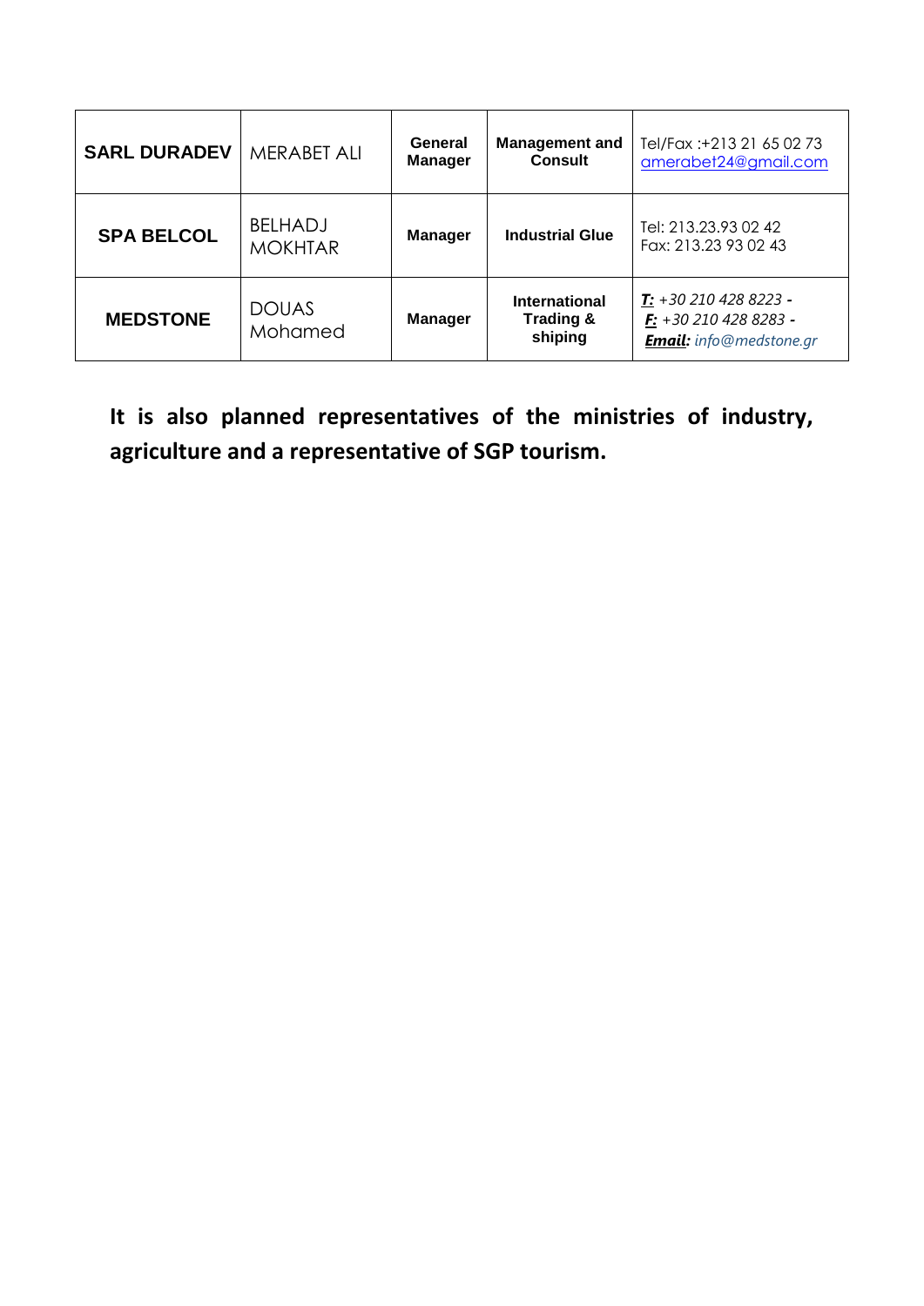| | | | | |
|---|---|---|---|---|
| **SARL DURADEV** | MERABET ALI | **General Manager** | **Management and Consult** | Tel/Fax :+213 21 65 02 73<br>amerabet24@gmail.com |
| **SPA BELCOL** | BELHADJ MOKHTAR | **Manager** | **Industrial Glue** | Tel: 213.23.93 02 42<br>Fax: 213.23 93 02 43 |
| **MEDSTONE** | DOUAS Mohamed | **Manager** | **International Trading & shiping** | ***T:*** *+30 210 428 8223* **-**<br>***F:*** *+30 210 428 8283* **-**<br>***Email:*** *info@medstone.gr* |

**It is also planned representatives of the ministries of industry, agriculture and a representative of SGP tourism.**